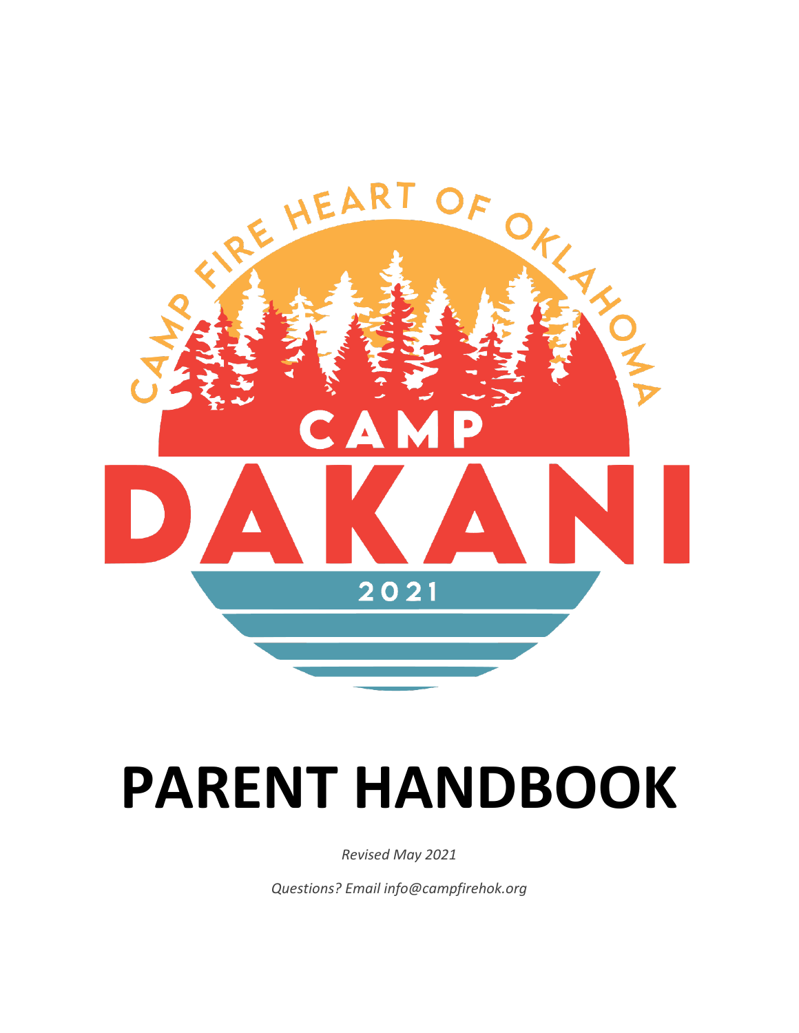CAMP FIRE HEART OF OKLAHOMA

CAMP

DAKANI

2021

# PARENT HANDBOOK

*Revised May 2021*

*Questions? Email info@campfirehok.org*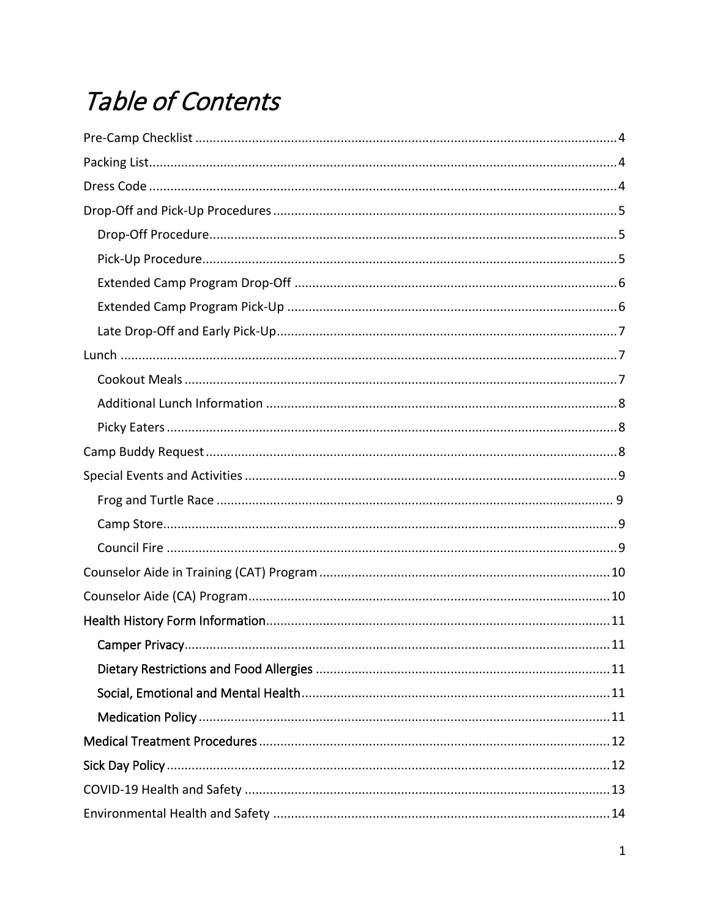# Table of Contents

- Pre-Camp Checklist ..... 4
- Packing List ..... 4
- Dress Code ..... 4
- Drop-Off and Pick-Up Procedures ..... 5
  - Drop-Off Procedure ..... 5
  - Pick-Up Procedure ..... 5
  - Extended Camp Program Drop-Off ..... 6
  - Extended Camp Program Pick-Up ..... 6
  - Late Drop-Off and Early Pick-Up ..... 7
- Lunch ..... 7
  - Cookout Meals ..... 7
  - Additional Lunch Information ..... 8
  - Picky Eaters ..... 8
- Camp Buddy Request ..... 8
- Special Events and Activities ..... 9
  - Frog and Turtle Race ..... 9
  - Camp Store ..... 9
  - Council Fire ..... 9
- Counselor Aide in Training (CAT) Program ..... 10
- Counselor Aide (CA) Program ..... 10
- Health History Form Information ..... 11
  - Camper Privacy ..... 11
  - Dietary Restrictions and Food Allergies ..... 11
  - Social, Emotional and Mental Health ..... 11
  - Medication Policy ..... 11
- Medical Treatment Procedures ..... 12
- Sick Day Policy ..... 12
- COVID-19 Health and Safety ..... 13
- Environmental Health and Safety ..... 14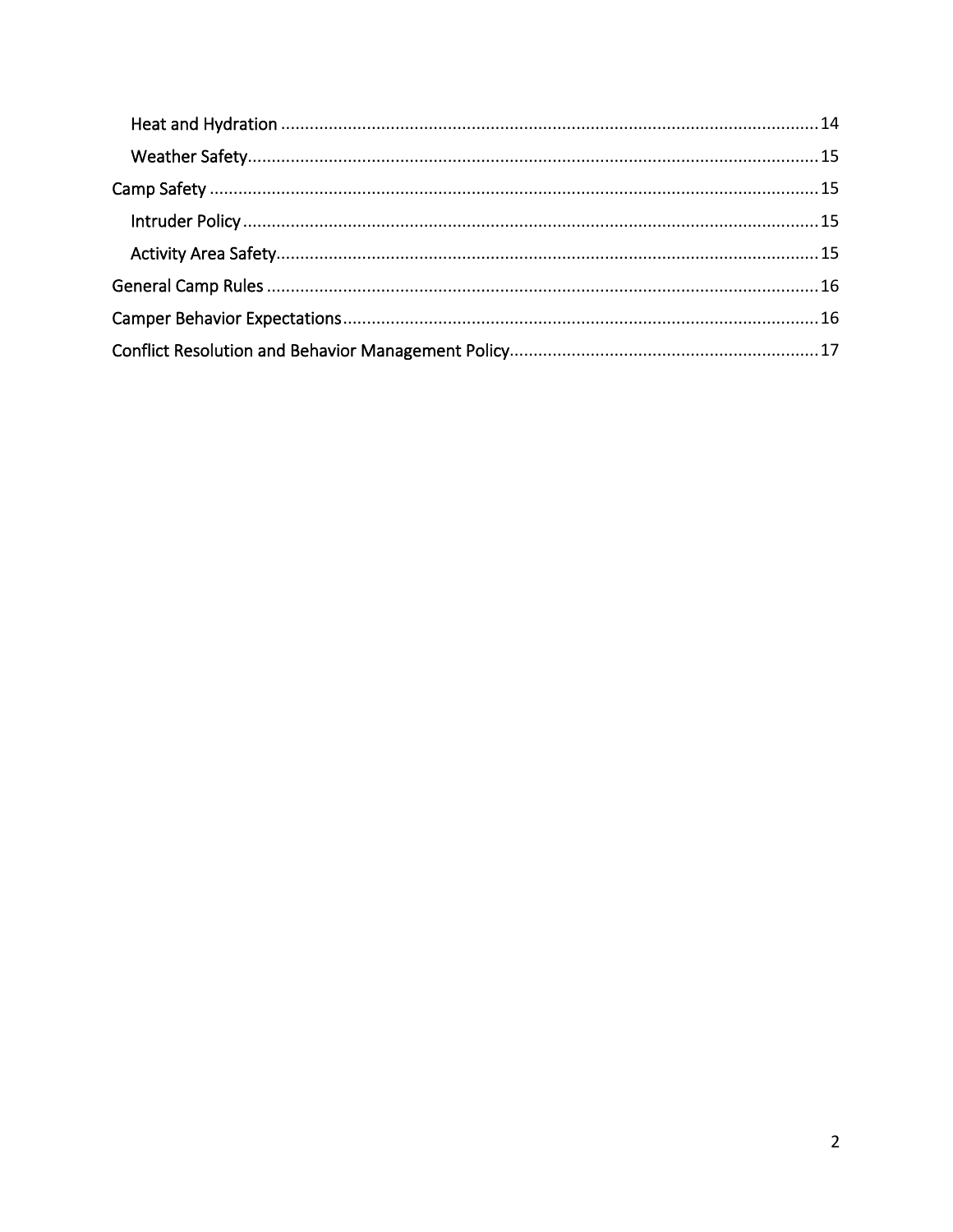- Heat and Hydration ... 14
- Weather Safety ... 15

Camp Safety ... 15

- Intruder Policy ... 15
- Activity Area Safety ... 15

General Camp Rules ... 16

Camper Behavior Expectations ... 16

Conflict Resolution and Behavior Management Policy ... 17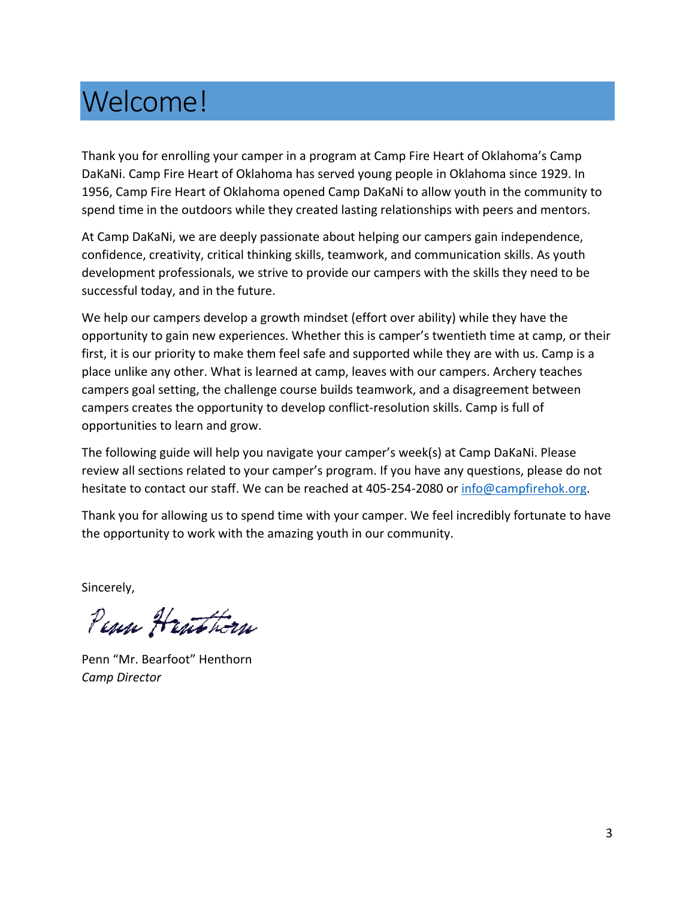# Welcome!

Thank you for enrolling your camper in a program at Camp Fire Heart of Oklahoma's Camp DaKaNi. Camp Fire Heart of Oklahoma has served young people in Oklahoma since 1929. In 1956, Camp Fire Heart of Oklahoma opened Camp DaKaNi to allow youth in the community to spend time in the outdoors while they created lasting relationships with peers and mentors.

At Camp DaKaNi, we are deeply passionate about helping our campers gain independence, confidence, creativity, critical thinking skills, teamwork, and communication skills. As youth development professionals, we strive to provide our campers with the skills they need to be successful today, and in the future.

We help our campers develop a growth mindset (effort over ability) while they have the opportunity to gain new experiences. Whether this is camper's twentieth time at camp, or their first, it is our priority to make them feel safe and supported while they are with us. Camp is a place unlike any other. What is learned at camp, leaves with our campers. Archery teaches campers goal setting, the challenge course builds teamwork, and a disagreement between campers creates the opportunity to develop conflict-resolution skills. Camp is full of opportunities to learn and grow.

The following guide will help you navigate your camper's week(s) at Camp DaKaNi. Please review all sections related to your camper's program. If you have any questions, please do not hesitate to contact our staff. We can be reached at 405-254-2080 or info@campfirehok.org.

Thank you for allowing us to spend time with your camper. We feel incredibly fortunate to have the opportunity to work with the amazing youth in our community.

Sincerely,

Penn Henthorn

Penn "Mr. Bearfoot" Henthorn
*Camp Director*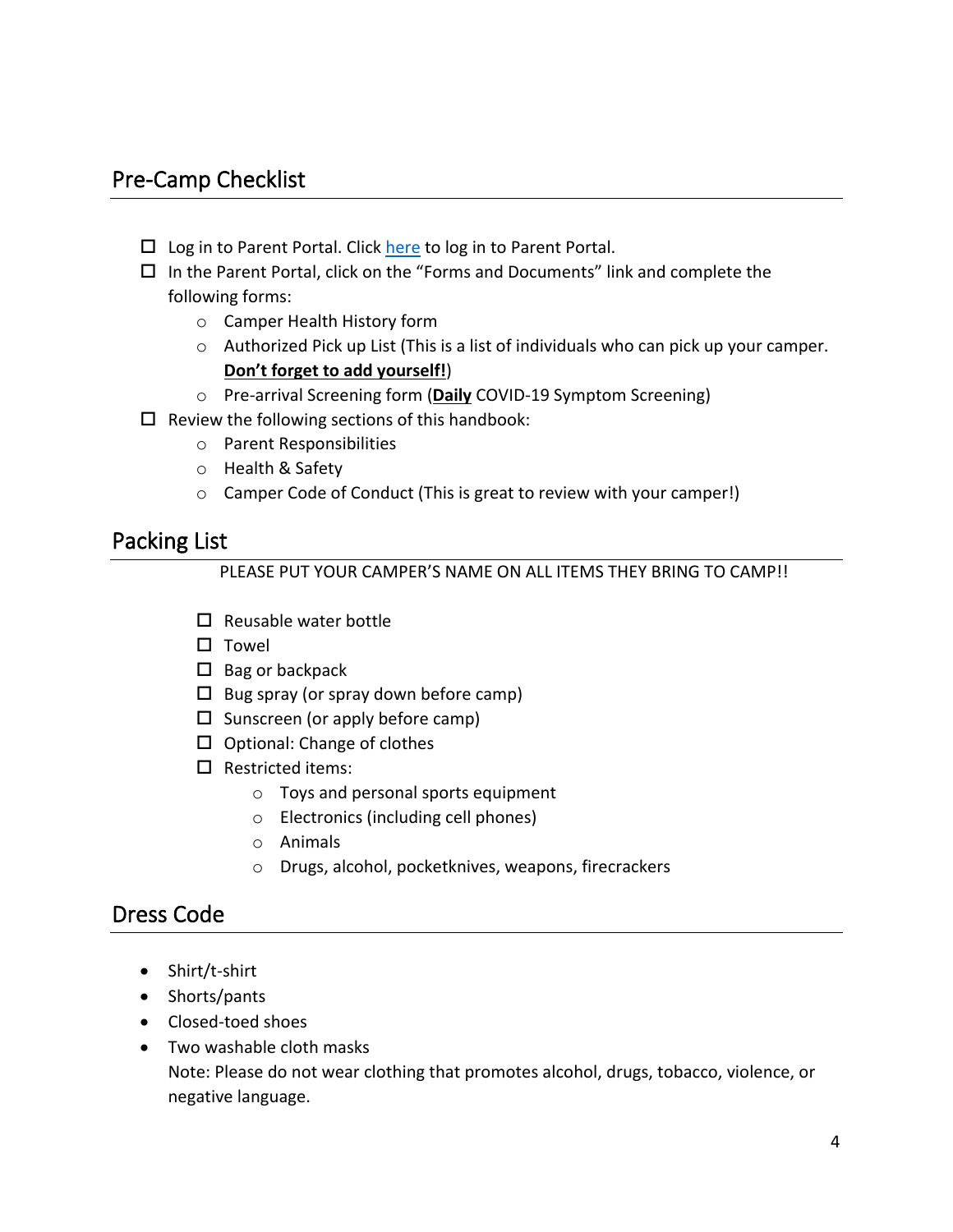## Pre-Camp Checklist

- ☐ Log in to Parent Portal. Click here to log in to Parent Portal.
- ☐ In the Parent Portal, click on the "Forms and Documents" link and complete the following forms:
  - Camper Health History form
  - Authorized Pick up List (This is a list of individuals who can pick up your camper. **Don't forget to add yourself!**)
  - Pre-arrival Screening form (**Daily** COVID-19 Symptom Screening)
- ☐ Review the following sections of this handbook:
  - Parent Responsibilities
  - Health & Safety
  - Camper Code of Conduct (This is great to review with your camper!)

## Packing List

PLEASE PUT YOUR CAMPER'S NAME ON ALL ITEMS THEY BRING TO CAMP!!

- ☐ Reusable water bottle
- ☐ Towel
- ☐ Bag or backpack
- ☐ Bug spray (or spray down before camp)
- ☐ Sunscreen (or apply before camp)
- ☐ Optional: Change of clothes
- ☐ Restricted items:
  - Toys and personal sports equipment
  - Electronics (including cell phones)
  - Animals
  - Drugs, alcohol, pocketknives, weapons, firecrackers

## Dress Code

- Shirt/t-shirt
- Shorts/pants
- Closed-toed shoes
- Two washable cloth masks

  Note: Please do not wear clothing that promotes alcohol, drugs, tobacco, violence, or negative language.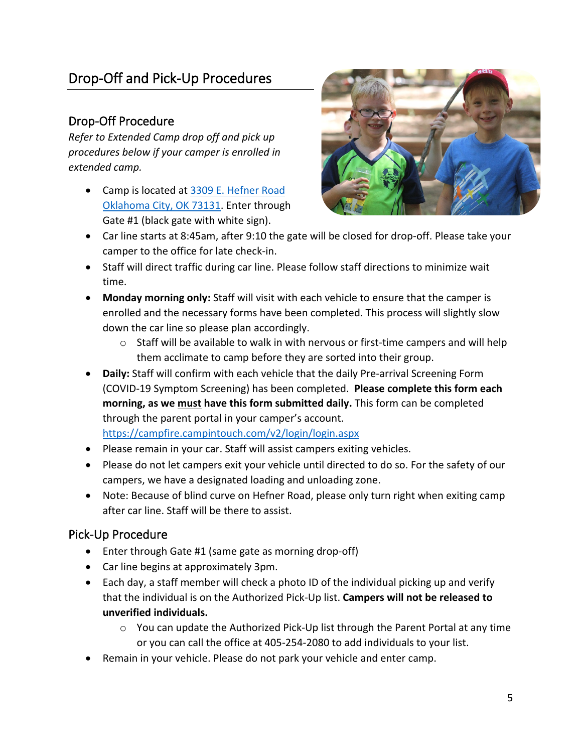# Drop-Off and Pick-Up Procedures

## Drop-Off Procedure

*Refer to Extended Camp drop off and pick up procedures below if your camper is enrolled in extended camp.*

- Camp is located at [3309 E. Hefner Road Oklahoma City, OK 73131](). Enter through Gate #1 (black gate with white sign).
- Car line starts at 8:45am, after 9:10 the gate will be closed for drop-off. Please take your camper to the office for late check-in.
- Staff will direct traffic during car line. Please follow staff directions to minimize wait time.
- **Monday morning only:** Staff will visit with each vehicle to ensure that the camper is enrolled and the necessary forms have been completed. This process will slightly slow down the car line so please plan accordingly.
    - Staff will be available to walk in with nervous or first-time campers and will help them acclimate to camp before they are sorted into their group.
- **Daily:** Staff will confirm with each vehicle that the daily Pre-arrival Screening Form (COVID-19 Symptom Screening) has been completed. **Please complete this form each morning, as we <u>must</u> have this form submitted daily.** This form can be completed through the parent portal in your camper's account. https://campfire.campintouch.com/v2/login/login.aspx
- Please remain in your car. Staff will assist campers exiting vehicles.
- Please do not let campers exit your vehicle until directed to do so. For the safety of our campers, we have a designated loading and unloading zone.
- Note: Because of blind curve on Hefner Road, please only turn right when exiting camp after car line. Staff will be there to assist.

## Pick-Up Procedure

- Enter through Gate #1 (same gate as morning drop-off)
- Car line begins at approximately 3pm.
- Each day, a staff member will check a photo ID of the individual picking up and verify that the individual is on the Authorized Pick-Up list. **Campers will not be released to unverified individuals.**
    - You can update the Authorized Pick-Up list through the Parent Portal at any time or you can call the office at 405-254-2080 to add individuals to your list.
- Remain in your vehicle. Please do not park your vehicle and enter camp.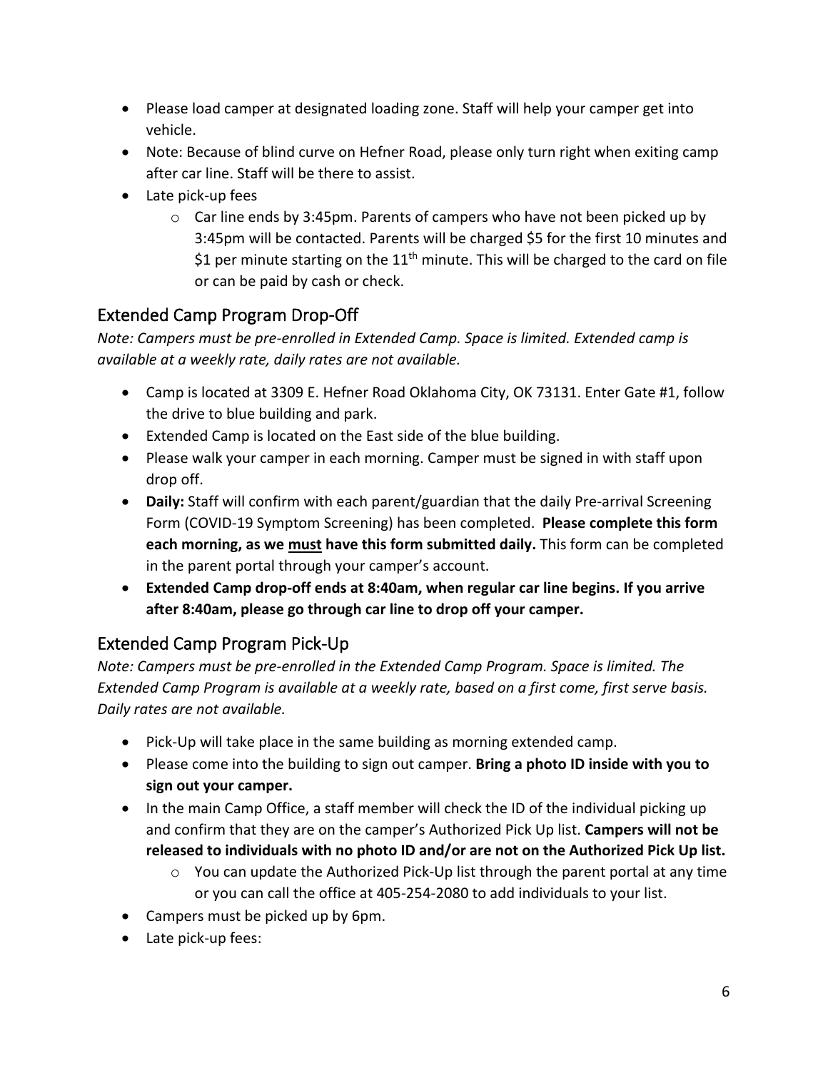- Please load camper at designated loading zone. Staff will help your camper get into vehicle.
- Note: Because of blind curve on Hefner Road, please only turn right when exiting camp after car line. Staff will be there to assist.
- Late pick-up fees
  - Car line ends by 3:45pm. Parents of campers who have not been picked up by 3:45pm will be contacted. Parents will be charged $5 for the first 10 minutes and $1 per minute starting on the 11th minute. This will be charged to the card on file or can be paid by cash or check.

## Extended Camp Program Drop-Off

*Note: Campers must be pre-enrolled in Extended Camp. Space is limited. Extended camp is available at a weekly rate, daily rates are not available.*

- Camp is located at 3309 E. Hefner Road Oklahoma City, OK 73131. Enter Gate #1, follow the drive to blue building and park.
- Extended Camp is located on the East side of the blue building.
- Please walk your camper in each morning. Camper must be signed in with staff upon drop off.
- **Daily:** Staff will confirm with each parent/guardian that the daily Pre-arrival Screening Form (COVID-19 Symptom Screening) has been completed. **Please complete this form each morning, as we <u>must</u> have this form submitted daily.** This form can be completed in the parent portal through your camper's account.
- **Extended Camp drop-off ends at 8:40am, when regular car line begins. If you arrive after 8:40am, please go through car line to drop off your camper.**

## Extended Camp Program Pick-Up

*Note: Campers must be pre-enrolled in the Extended Camp Program. Space is limited. The Extended Camp Program is available at a weekly rate, based on a first come, first serve basis. Daily rates are not available.*

- Pick-Up will take place in the same building as morning extended camp.
- Please come into the building to sign out camper. **Bring a photo ID inside with you to sign out your camper.**
- In the main Camp Office, a staff member will check the ID of the individual picking up and confirm that they are on the camper's Authorized Pick Up list. **Campers will not be released to individuals with no photo ID and/or are not on the Authorized Pick Up list.**
  - You can update the Authorized Pick-Up list through the parent portal at any time or you can call the office at 405-254-2080 to add individuals to your list.
- Campers must be picked up by 6pm.
- Late pick-up fees: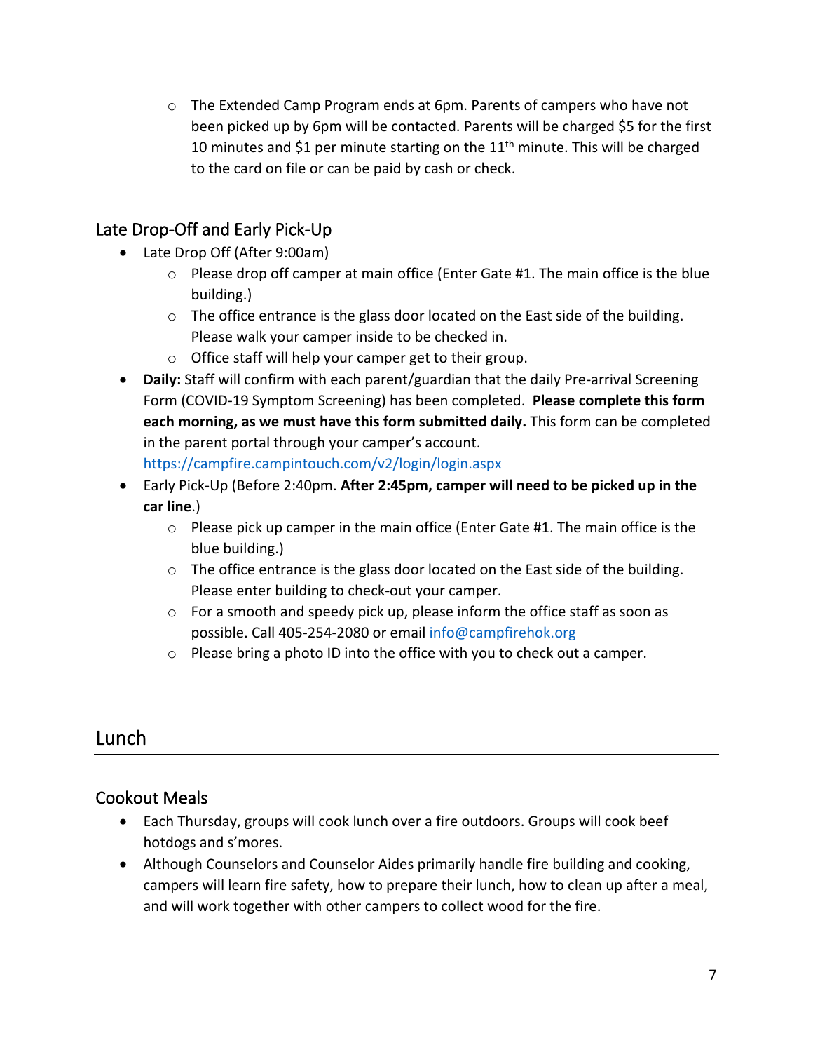- The Extended Camp Program ends at 6pm. Parents of campers who have not been picked up by 6pm will be contacted. Parents will be charged $5 for the first 10 minutes and $1 per minute starting on the 11th minute. This will be charged to the card on file or can be paid by cash or check.

### Late Drop-Off and Early Pick-Up

- Late Drop Off (After 9:00am)
    - Please drop off camper at main office (Enter Gate #1. The main office is the blue building.)
    - The office entrance is the glass door located on the East side of the building. Please walk your camper inside to be checked in.
    - Office staff will help your camper get to their group.
- **Daily:** Staff will confirm with each parent/guardian that the daily Pre-arrival Screening Form (COVID-19 Symptom Screening) has been completed. **Please complete this form each morning, as we must have this form submitted daily.** This form can be completed in the parent portal through your camper's account. https://campfire.campintouch.com/v2/login/login.aspx
- Early Pick-Up (Before 2:40pm. **After 2:45pm, camper will need to be picked up in the car line**.)
    - Please pick up camper in the main office (Enter Gate #1. The main office is the blue building.)
    - The office entrance is the glass door located on the East side of the building. Please enter building to check-out your camper.
    - For a smooth and speedy pick up, please inform the office staff as soon as possible. Call 405-254-2080 or email info@campfirehok.org
    - Please bring a photo ID into the office with you to check out a camper.

## Lunch

### Cookout Meals

- Each Thursday, groups will cook lunch over a fire outdoors. Groups will cook beef hotdogs and s'mores.
- Although Counselors and Counselor Aides primarily handle fire building and cooking, campers will learn fire safety, how to prepare their lunch, how to clean up after a meal, and will work together with other campers to collect wood for the fire.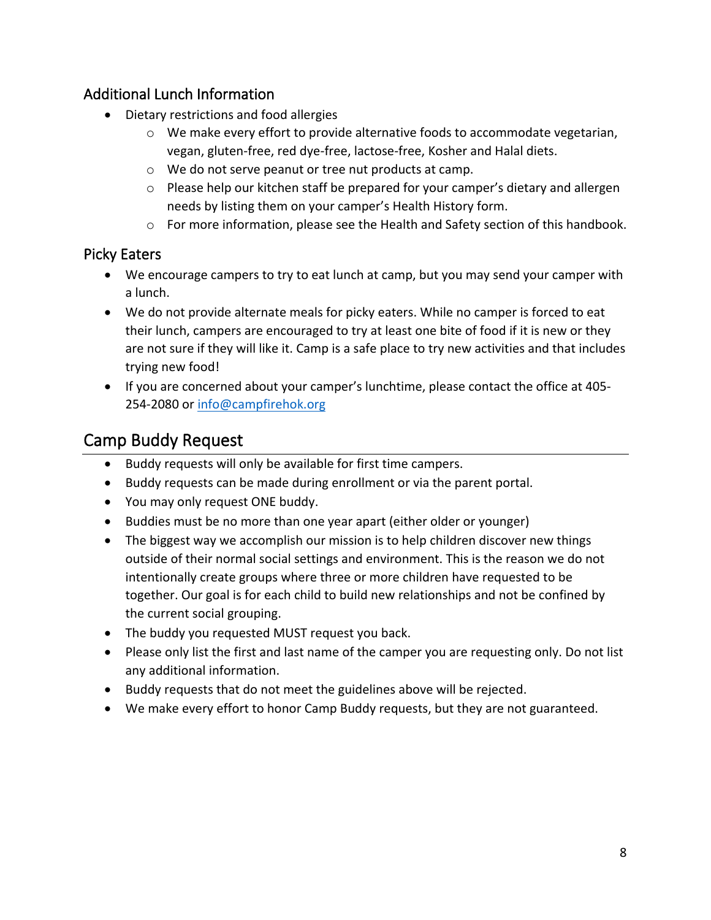### Additional Lunch Information

- Dietary restrictions and food allergies
  - We make every effort to provide alternative foods to accommodate vegetarian, vegan, gluten-free, red dye-free, lactose-free, Kosher and Halal diets.
  - We do not serve peanut or tree nut products at camp.
  - Please help our kitchen staff be prepared for your camper's dietary and allergen needs by listing them on your camper's Health History form.
  - For more information, please see the Health and Safety section of this handbook.

### Picky Eaters

- We encourage campers to try to eat lunch at camp, but you may send your camper with a lunch.
- We do not provide alternate meals for picky eaters. While no camper is forced to eat their lunch, campers are encouraged to try at least one bite of food if it is new or they are not sure if they will like it. Camp is a safe place to try new activities and that includes trying new food!
- If you are concerned about your camper's lunchtime, please contact the office at 405-254-2080 or info@campfirehok.org

## Camp Buddy Request

- Buddy requests will only be available for first time campers.
- Buddy requests can be made during enrollment or via the parent portal.
- You may only request ONE buddy.
- Buddies must be no more than one year apart (either older or younger)
- The biggest way we accomplish our mission is to help children discover new things outside of their normal social settings and environment. This is the reason we do not intentionally create groups where three or more children have requested to be together. Our goal is for each child to build new relationships and not be confined by the current social grouping.
- The buddy you requested MUST request you back.
- Please only list the first and last name of the camper you are requesting only. Do not list any additional information.
- Buddy requests that do not meet the guidelines above will be rejected.
- We make every effort to honor Camp Buddy requests, but they are not guaranteed.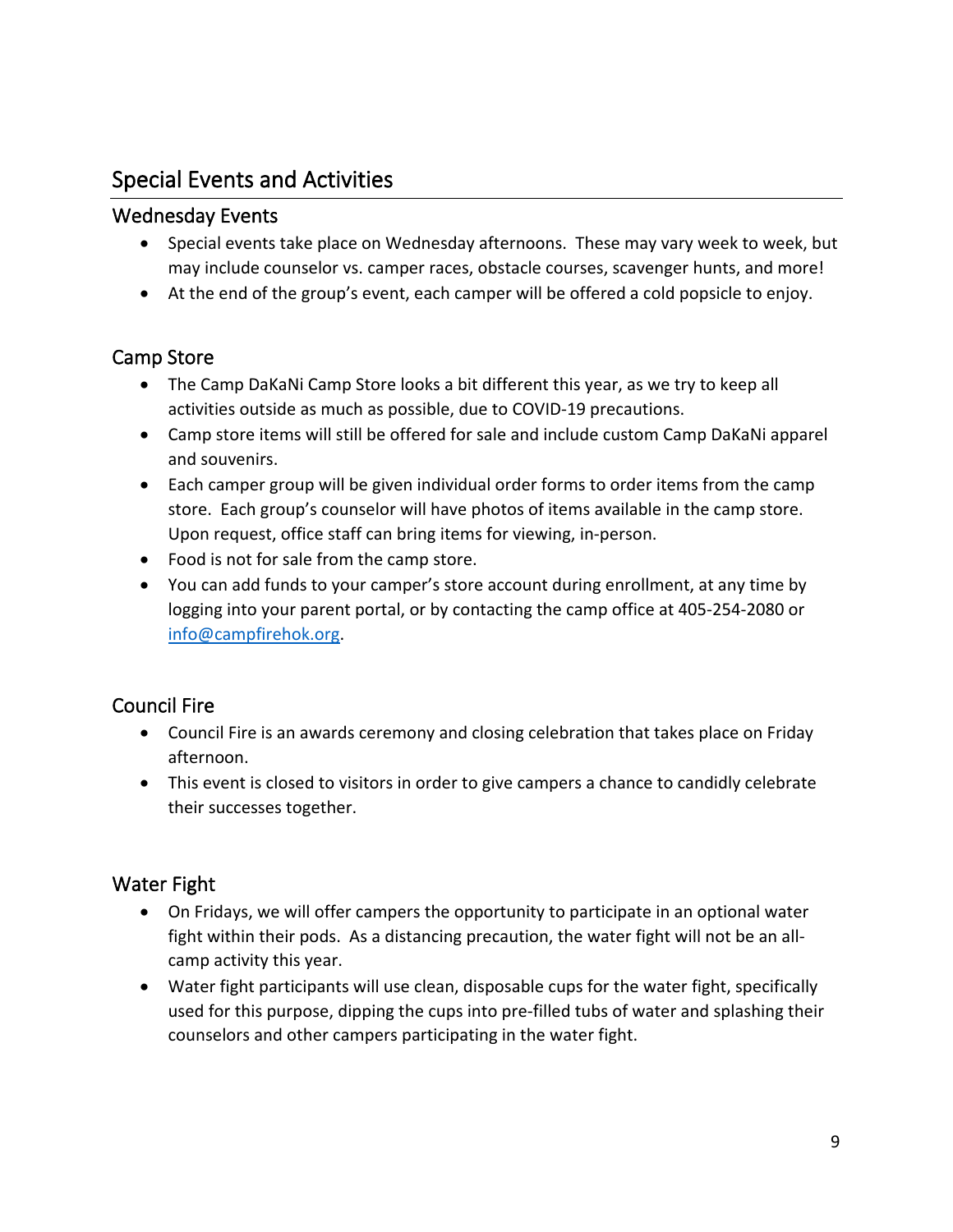# Special Events and Activities

## Wednesday Events

- Special events take place on Wednesday afternoons. These may vary week to week, but may include counselor vs. camper races, obstacle courses, scavenger hunts, and more!
- At the end of the group's event, each camper will be offered a cold popsicle to enjoy.

## Camp Store

- The Camp DaKaNi Camp Store looks a bit different this year, as we try to keep all activities outside as much as possible, due to COVID-19 precautions.
- Camp store items will still be offered for sale and include custom Camp DaKaNi apparel and souvenirs.
- Each camper group will be given individual order forms to order items from the camp store. Each group's counselor will have photos of items available in the camp store. Upon request, office staff can bring items for viewing, in-person.
- Food is not for sale from the camp store.
- You can add funds to your camper's store account during enrollment, at any time by logging into your parent portal, or by contacting the camp office at 405-254-2080 or [info@campfirehok.org](mailto:info@campfirehok.org).

## Council Fire

- Council Fire is an awards ceremony and closing celebration that takes place on Friday afternoon.
- This event is closed to visitors in order to give campers a chance to candidly celebrate their successes together.

## Water Fight

- On Fridays, we will offer campers the opportunity to participate in an optional water fight within their pods. As a distancing precaution, the water fight will not be an all-camp activity this year.
- Water fight participants will use clean, disposable cups for the water fight, specifically used for this purpose, dipping the cups into pre-filled tubs of water and splashing their counselors and other campers participating in the water fight.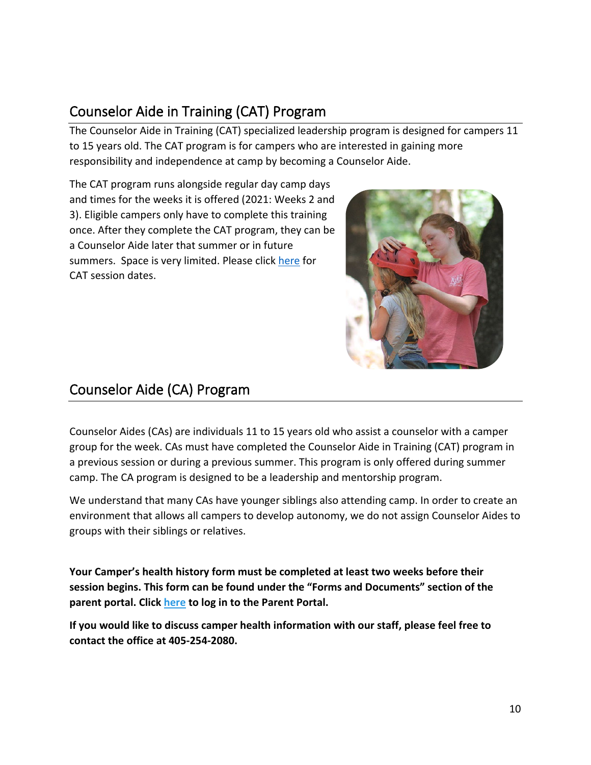## Counselor Aide in Training (CAT) Program

The Counselor Aide in Training (CAT) specialized leadership program is designed for campers 11 to 15 years old. The CAT program is for campers who are interested in gaining more responsibility and independence at camp by becoming a Counselor Aide.

The CAT program runs alongside regular day camp days and times for the weeks it is offered (2021: Weeks 2 and 3). Eligible campers only have to complete this training once. After they complete the CAT program, they can be a Counselor Aide later that summer or in future summers. Space is very limited. Please click here for CAT session dates.

## Counselor Aide (CA) Program

Counselor Aides (CAs) are individuals 11 to 15 years old who assist a counselor with a camper group for the week. CAs must have completed the Counselor Aide in Training (CAT) program in a previous session or during a previous summer. This program is only offered during summer camp. The CA program is designed to be a leadership and mentorship program.

We understand that many CAs have younger siblings also attending camp. In order to create an environment that allows all campers to develop autonomy, we do not assign Counselor Aides to groups with their siblings or relatives.

**Your Camper's health history form must be completed at least two weeks before their session begins. This form can be found under the "Forms and Documents" section of the parent portal. Click here to log in to the Parent Portal.**

**If you would like to discuss camper health information with our staff, please feel free to contact the office at 405-254-2080.**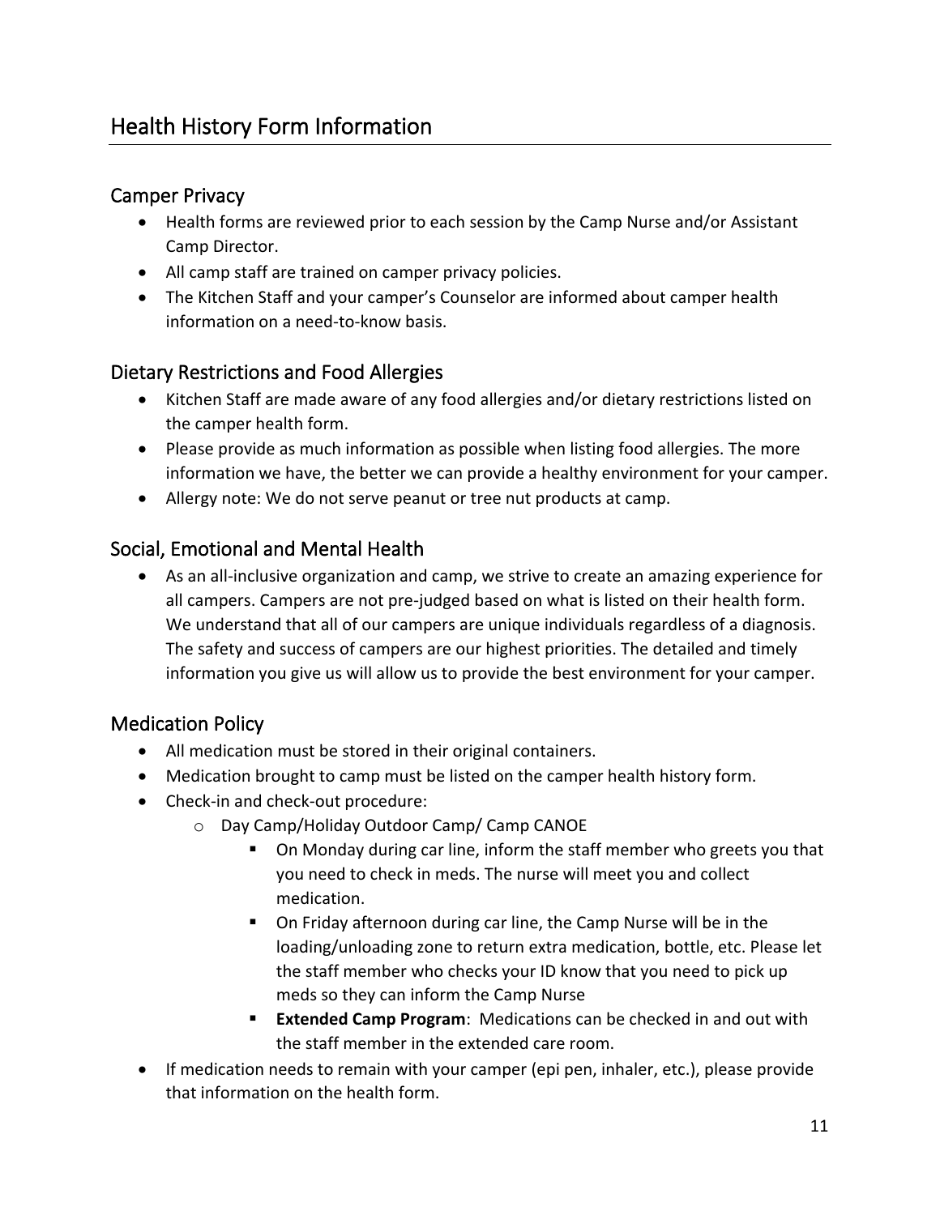## Health History Form Information

### Camper Privacy

- Health forms are reviewed prior to each session by the Camp Nurse and/or Assistant Camp Director.
- All camp staff are trained on camper privacy policies.
- The Kitchen Staff and your camper's Counselor are informed about camper health information on a need-to-know basis.

### Dietary Restrictions and Food Allergies

- Kitchen Staff are made aware of any food allergies and/or dietary restrictions listed on the camper health form.
- Please provide as much information as possible when listing food allergies. The more information we have, the better we can provide a healthy environment for your camper.
- Allergy note: We do not serve peanut or tree nut products at camp.

### Social, Emotional and Mental Health

- As an all-inclusive organization and camp, we strive to create an amazing experience for all campers. Campers are not pre-judged based on what is listed on their health form. We understand that all of our campers are unique individuals regardless of a diagnosis. The safety and success of campers are our highest priorities. The detailed and timely information you give us will allow us to provide the best environment for your camper.

### Medication Policy

- All medication must be stored in their original containers.
- Medication brought to camp must be listed on the camper health history form.
- Check-in and check-out procedure:
  - Day Camp/Holiday Outdoor Camp/ Camp CANOE
    - On Monday during car line, inform the staff member who greets you that you need to check in meds. The nurse will meet you and collect medication.
    - On Friday afternoon during car line, the Camp Nurse will be in the loading/unloading zone to return extra medication, bottle, etc. Please let the staff member who checks your ID know that you need to pick up meds so they can inform the Camp Nurse
    - **Extended Camp Program**: Medications can be checked in and out with the staff member in the extended care room.
- If medication needs to remain with your camper (epi pen, inhaler, etc.), please provide that information on the health form.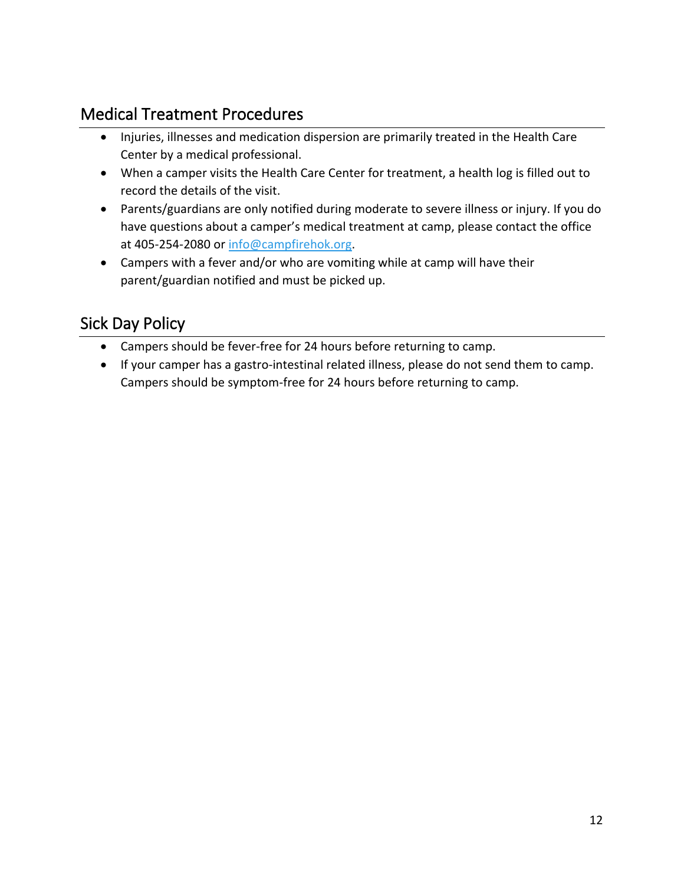## Medical Treatment Procedures

- Injuries, illnesses and medication dispersion are primarily treated in the Health Care Center by a medical professional.
- When a camper visits the Health Care Center for treatment, a health log is filled out to record the details of the visit.
- Parents/guardians are only notified during moderate to severe illness or injury. If you do have questions about a camper's medical treatment at camp, please contact the office at 405-254-2080 or info@campfirehok.org.
- Campers with a fever and/or who are vomiting while at camp will have their parent/guardian notified and must be picked up.

## Sick Day Policy

- Campers should be fever-free for 24 hours before returning to camp.
- If your camper has a gastro-intestinal related illness, please do not send them to camp. Campers should be symptom-free for 24 hours before returning to camp.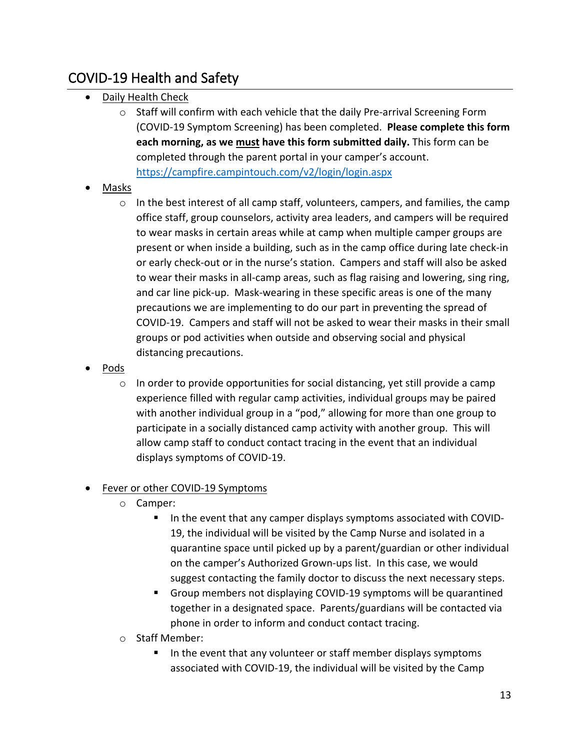## COVID-19 Health and Safety

- Daily Health Check
  - Staff will confirm with each vehicle that the daily Pre-arrival Screening Form (COVID-19 Symptom Screening) has been completed. **Please complete this form each morning, as we must have this form submitted daily.** This form can be completed through the parent portal in your camper's account. [https://campfire.campintouch.com/v2/login/login.aspx](https://campfire.campintouch.com/v2/login/login.aspx)
- Masks
  - In the best interest of all camp staff, volunteers, campers, and families, the camp office staff, group counselors, activity area leaders, and campers will be required to wear masks in certain areas while at camp when multiple camper groups are present or when inside a building, such as in the camp office during late check-in or early check-out or in the nurse's station. Campers and staff will also be asked to wear their masks in all-camp areas, such as flag raising and lowering, sing ring, and car line pick-up. Mask-wearing in these specific areas is one of the many precautions we are implementing to do our part in preventing the spread of COVID-19. Campers and staff will not be asked to wear their masks in their small groups or pod activities when outside and observing social and physical distancing precautions.
- Pods
  - In order to provide opportunities for social distancing, yet still provide a camp experience filled with regular camp activities, individual groups may be paired with another individual group in a "pod," allowing for more than one group to participate in a socially distanced camp activity with another group. This will allow camp staff to conduct contact tracing in the event that an individual displays symptoms of COVID-19.
- Fever or other COVID-19 Symptoms
  - Camper:
    - In the event that any camper displays symptoms associated with COVID-19, the individual will be visited by the Camp Nurse and isolated in a quarantine space until picked up by a parent/guardian or other individual on the camper's Authorized Grown-ups list. In this case, we would suggest contacting the family doctor to discuss the next necessary steps.
    - Group members not displaying COVID-19 symptoms will be quarantined together in a designated space. Parents/guardians will be contacted via phone in order to inform and conduct contact tracing.
  - Staff Member:
    - In the event that any volunteer or staff member displays symptoms associated with COVID-19, the individual will be visited by the Camp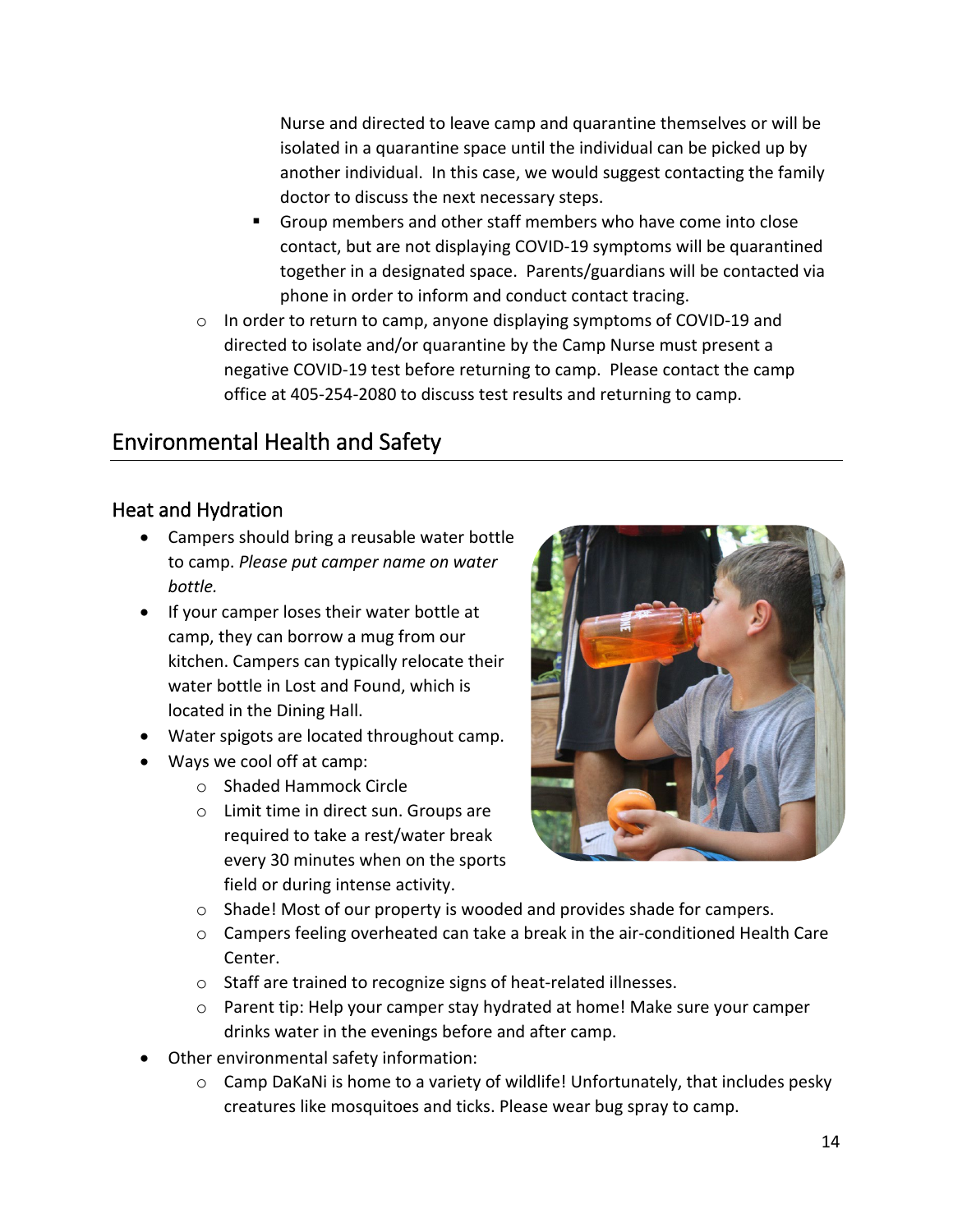Nurse and directed to leave camp and quarantine themselves or will be isolated in a quarantine space until the individual can be picked up by another individual. In this case, we would suggest contacting the family doctor to discuss the next necessary steps.
    - Group members and other staff members who have come into close contact, but are not displaying COVID-19 symptoms will be quarantined together in a designated space. Parents/guardians will be contacted via phone in order to inform and conduct contact tracing.
  - In order to return to camp, anyone displaying symptoms of COVID-19 and directed to isolate and/or quarantine by the Camp Nurse must present a negative COVID-19 test before returning to camp. Please contact the camp office at 405-254-2080 to discuss test results and returning to camp.

## Environmental Health and Safety

### Heat and Hydration

- Campers should bring a reusable water bottle to camp. *Please put camper name on water bottle.*
- If your camper loses their water bottle at camp, they can borrow a mug from our kitchen. Campers can typically relocate their water bottle in Lost and Found, which is located in the Dining Hall.
- Water spigots are located throughout camp.
- Ways we cool off at camp:
  - Shaded Hammock Circle
  - Limit time in direct sun. Groups are required to take a rest/water break every 30 minutes when on the sports field or during intense activity.
  - Shade! Most of our property is wooded and provides shade for campers.
  - Campers feeling overheated can take a break in the air-conditioned Health Care Center.
  - Staff are trained to recognize signs of heat-related illnesses.
  - Parent tip: Help your camper stay hydrated at home! Make sure your camper drinks water in the evenings before and after camp.
- Other environmental safety information:
  - Camp DaKaNi is home to a variety of wildlife! Unfortunately, that includes pesky creatures like mosquitoes and ticks. Please wear bug spray to camp.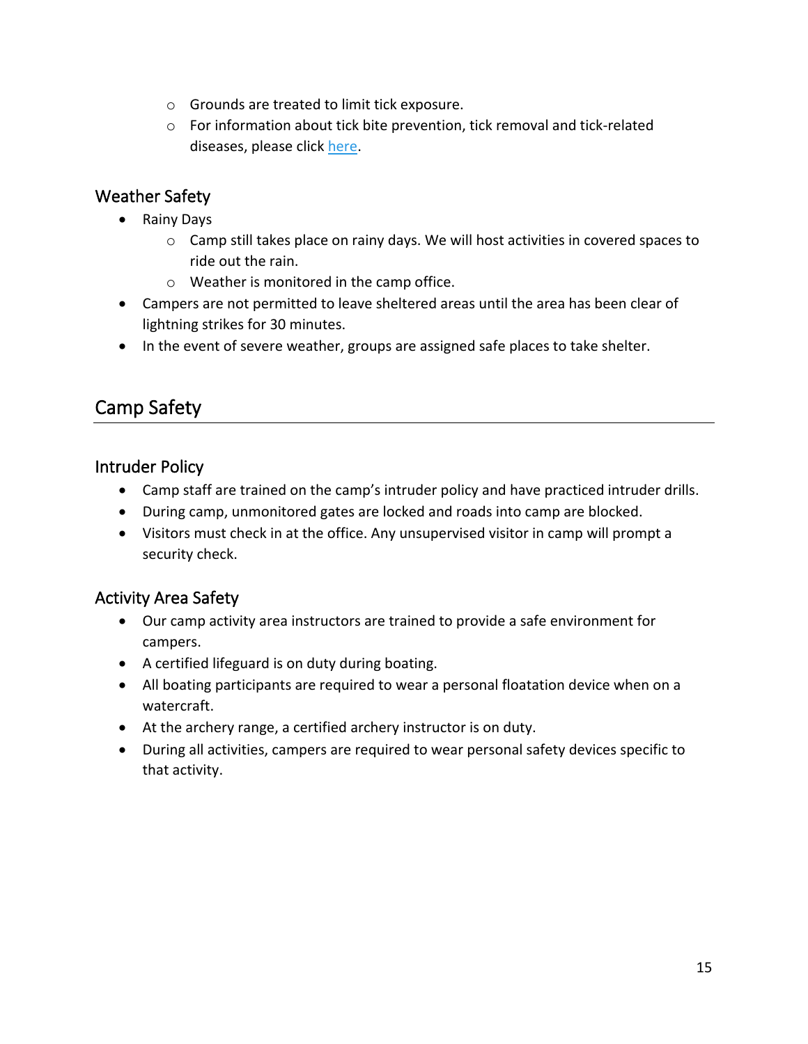- Grounds are treated to limit tick exposure.
  - For information about tick bite prevention, tick removal and tick-related diseases, please click [here](#).

### Weather Safety

- Rainy Days
  - Camp still takes place on rainy days. We will host activities in covered spaces to ride out the rain.
  - Weather is monitored in the camp office.
- Campers are not permitted to leave sheltered areas until the area has been clear of lightning strikes for 30 minutes.
- In the event of severe weather, groups are assigned safe places to take shelter.

## Camp Safety

### Intruder Policy

- Camp staff are trained on the camp's intruder policy and have practiced intruder drills.
- During camp, unmonitored gates are locked and roads into camp are blocked.
- Visitors must check in at the office. Any unsupervised visitor in camp will prompt a security check.

### Activity Area Safety

- Our camp activity area instructors are trained to provide a safe environment for campers.
- A certified lifeguard is on duty during boating.
- All boating participants are required to wear a personal floatation device when on a watercraft.
- At the archery range, a certified archery instructor is on duty.
- During all activities, campers are required to wear personal safety devices specific to that activity.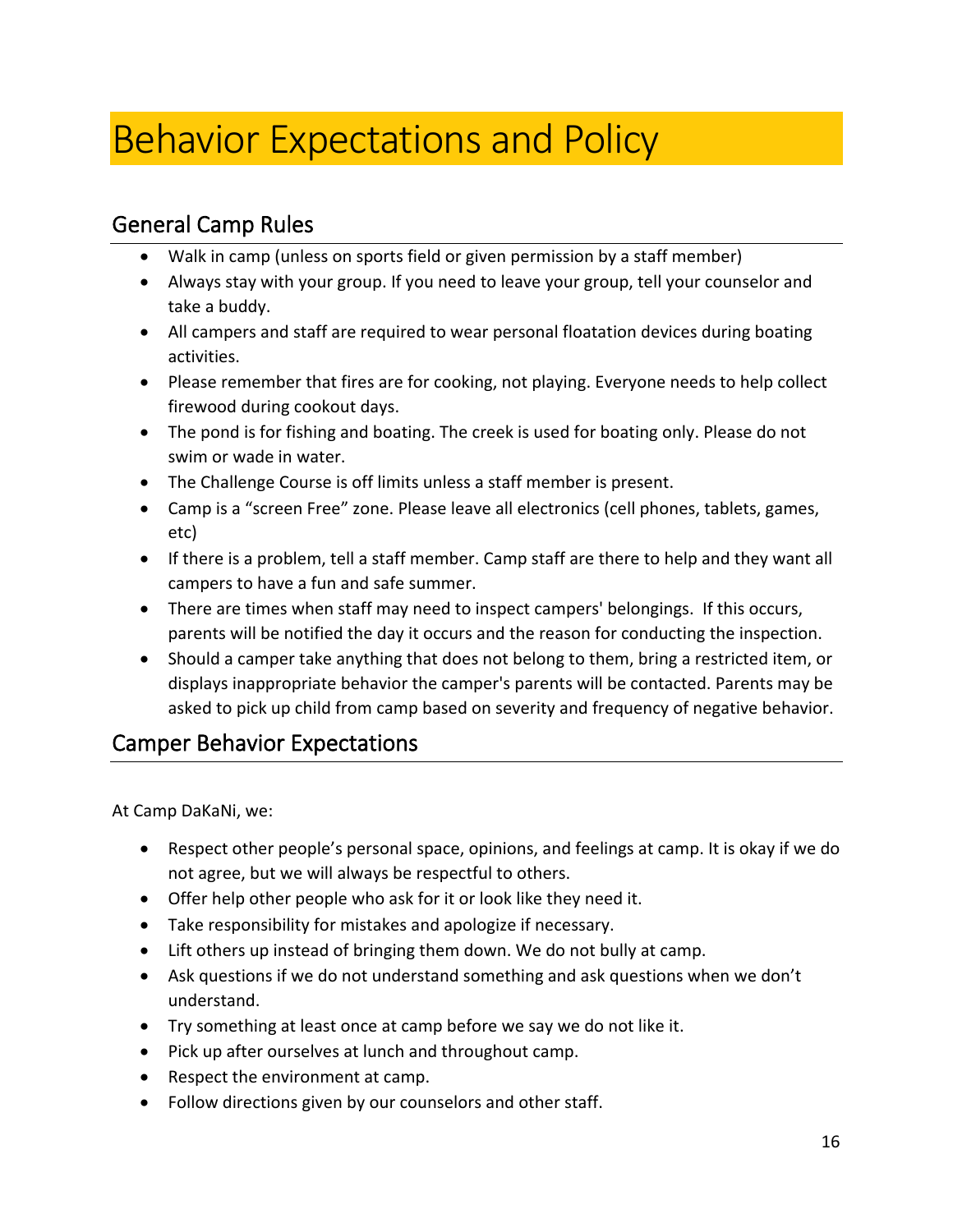# Behavior Expectations and Policy

## General Camp Rules

- Walk in camp (unless on sports field or given permission by a staff member)
- Always stay with your group. If you need to leave your group, tell your counselor and take a buddy.
- All campers and staff are required to wear personal floatation devices during boating activities.
- Please remember that fires are for cooking, not playing. Everyone needs to help collect firewood during cookout days.
- The pond is for fishing and boating. The creek is used for boating only. Please do not swim or wade in water.
- The Challenge Course is off limits unless a staff member is present.
- Camp is a "screen Free" zone. Please leave all electronics (cell phones, tablets, games, etc)
- If there is a problem, tell a staff member. Camp staff are there to help and they want all campers to have a fun and safe summer.
- There are times when staff may need to inspect campers' belongings. If this occurs, parents will be notified the day it occurs and the reason for conducting the inspection.
- Should a camper take anything that does not belong to them, bring a restricted item, or displays inappropriate behavior the camper's parents will be contacted. Parents may be asked to pick up child from camp based on severity and frequency of negative behavior.

## Camper Behavior Expectations

At Camp DaKaNi, we:

- Respect other people's personal space, opinions, and feelings at camp. It is okay if we do not agree, but we will always be respectful to others.
- Offer help other people who ask for it or look like they need it.
- Take responsibility for mistakes and apologize if necessary.
- Lift others up instead of bringing them down. We do not bully at camp.
- Ask questions if we do not understand something and ask questions when we don't understand.
- Try something at least once at camp before we say we do not like it.
- Pick up after ourselves at lunch and throughout camp.
- Respect the environment at camp.
- Follow directions given by our counselors and other staff.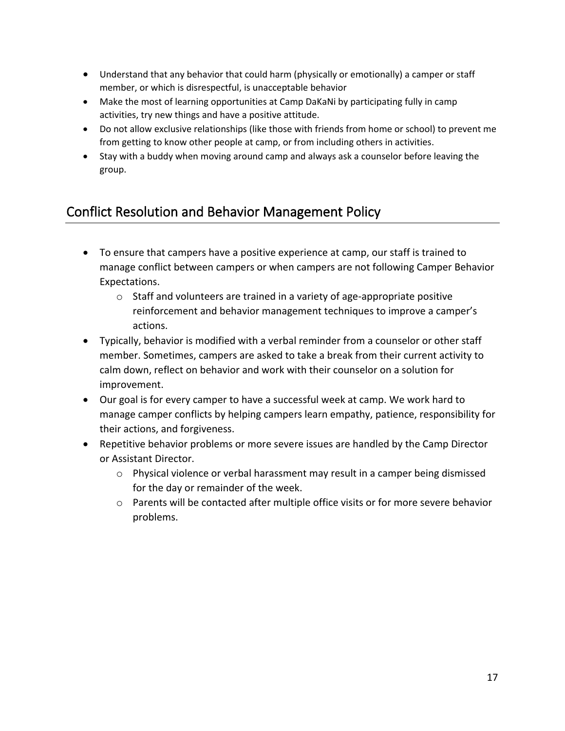- Understand that any behavior that could harm (physically or emotionally) a camper or staff member, or which is disrespectful, is unacceptable behavior
- Make the most of learning opportunities at Camp DaKaNi by participating fully in camp activities, try new things and have a positive attitude.
- Do not allow exclusive relationships (like those with friends from home or school) to prevent me from getting to know other people at camp, or from including others in activities.
- Stay with a buddy when moving around camp and always ask a counselor before leaving the group.

## Conflict Resolution and Behavior Management Policy

- To ensure that campers have a positive experience at camp, our staff is trained to manage conflict between campers or when campers are not following Camper Behavior Expectations.
  - Staff and volunteers are trained in a variety of age-appropriate positive reinforcement and behavior management techniques to improve a camper's actions.
- Typically, behavior is modified with a verbal reminder from a counselor or other staff member. Sometimes, campers are asked to take a break from their current activity to calm down, reflect on behavior and work with their counselor on a solution for improvement.
- Our goal is for every camper to have a successful week at camp. We work hard to manage camper conflicts by helping campers learn empathy, patience, responsibility for their actions, and forgiveness.
- Repetitive behavior problems or more severe issues are handled by the Camp Director or Assistant Director.
  - Physical violence or verbal harassment may result in a camper being dismissed for the day or remainder of the week.
  - Parents will be contacted after multiple office visits or for more severe behavior problems.